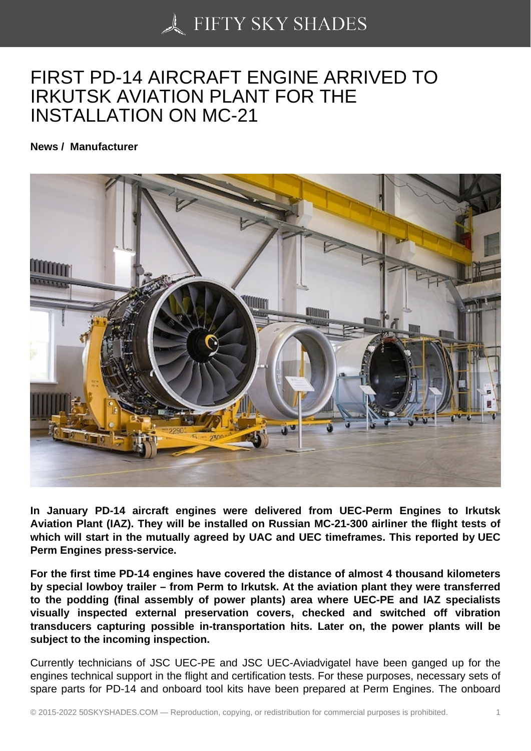# FIRST PD-14 AIRCRAFT ENGINE ARRIVED TO IRKUTSK AVIATION PLANT FOR THE INSTALLATION ON MC-21

**News / Manufacturer**

**In January PD-14 aircraft engines were delivered from UEC-Perm Engines to Irkutsk Aviation Plant (IAZ). They will be installed on Russian MC-21-300 airliner the flight tests of which will start in the mutually agreed by UAC and UEC timeframes. This reported by UEC Perm Engines press-service.**

**For the first time PD-14 engines have covered the distance of almost 4 thousand kilometers by special lowboy trailer – from Perm to Irkutsk. At the aviation plant they were transferred to the podding (final assembly of power plants) area where UEC-PE and IAZ specialists visually inspected external preservation covers, checked and switched off vibration transducers capturing possible in-transportation hits. Later on, the power plants will be subject to the incoming inspection.**

Currently technicians of JSC UEC-PE and JSC UEC-Aviadvigatel have been ganged up for the engines technical support in the flight and certification tests. For these purposes, necessary sets of spare parts for PD-14 and onboard tool kits have been prepared at Perm Engines. The onboard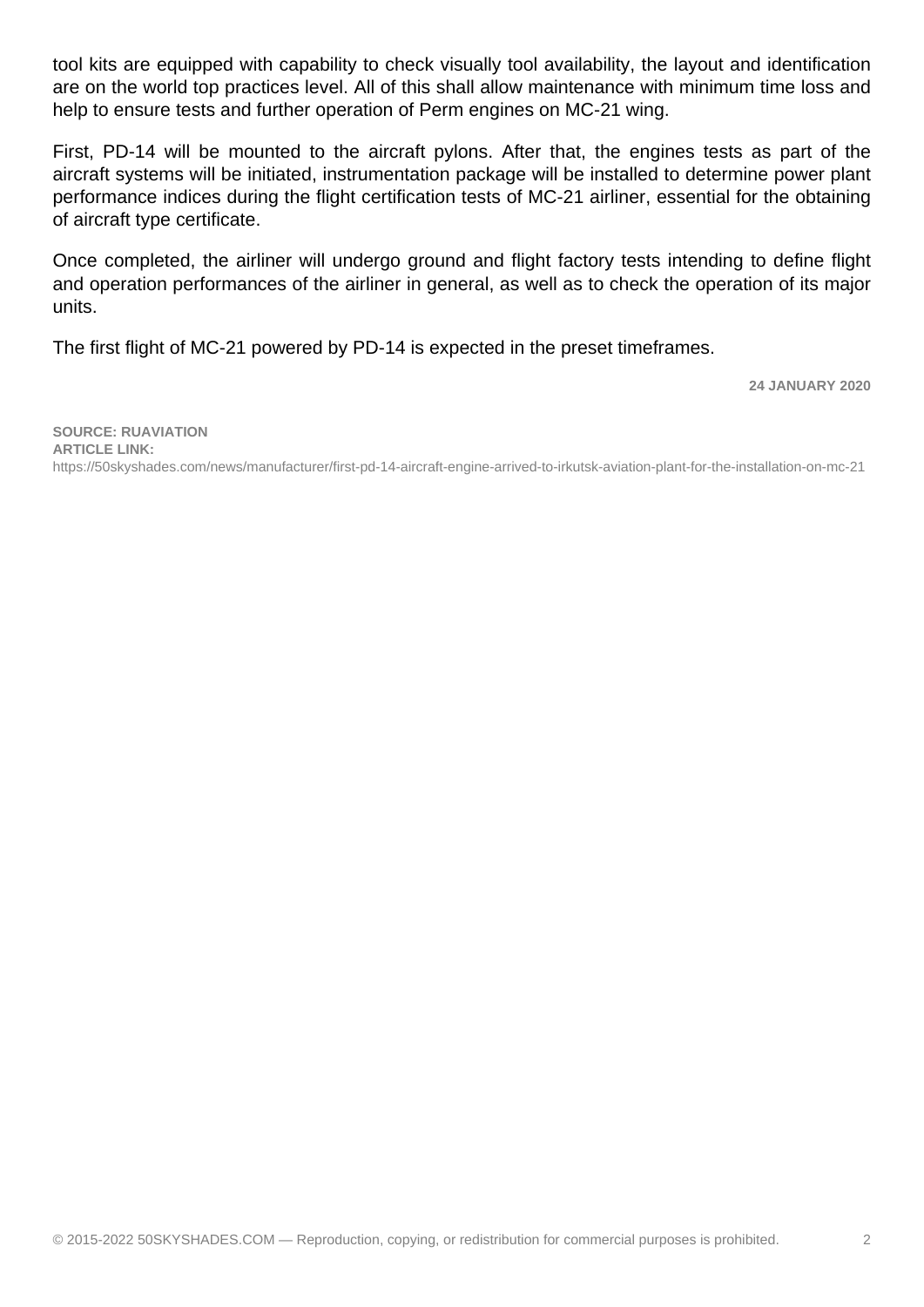tool kits are equipped with capability to check visually tool availability, the layout and identification are on the world top practices level. All of this shall allow maintenance with minimum time loss and help to ensure tests and further operation of Perm engines on MC-21 wing.

First, PD-14 will be mounted to the aircraft pylons. After that, the engines tests as part of the aircraft systems will be initiated, instrumentation package will be installed to determine power plant performance indices during the flight certification tests of MC-21 airliner, essential for the obtaining of aircraft type certificate.

Once completed, the airliner will undergo ground and flight factory tests intending to define flight and operation performances of the airliner in general, as well as to check the operation of its major units.

The first flight of MC-21 powered by PD-14 is expected in the preset timeframes.

**24 JANUARY 2020**

**SOURCE: RUAVIATION**
**ARTICLE LINK:**
https://50skyshades.com/news/manufacturer/first-pd-14-aircraft-engine-arrived-to-irkutsk-aviation-plant-for-the-installation-on-mc-21